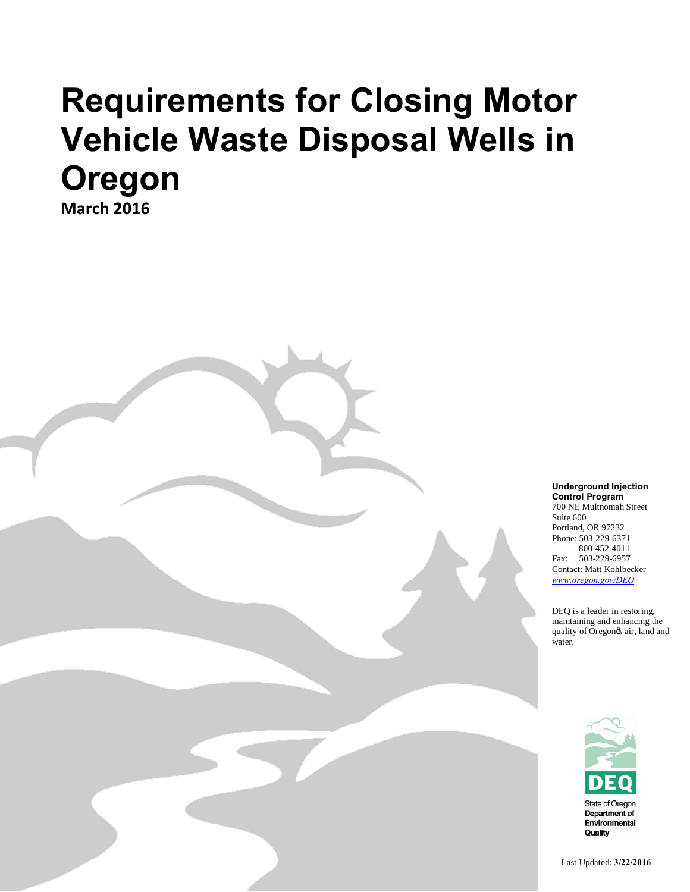# Requirements for Closing Motor Vehicle Waste Disposal Wells in Oregon

**March 2016**

**Underground Injection Control Program**
700 NE Multnomah Street
Suite 600
Portland, OR 97232
Phone: 503-229-6371
800-452-4011
Fax: 503-229-6957
Contact: Matt Kohlbecker
*www.oregon.gov/DEQ*

DEQ is a leader in restoring, maintaining and enhancing the quality of Oregon's air, land and water.

State of Oregon
**Department of Environmental Quality**

Last Updated: **3/22/2016**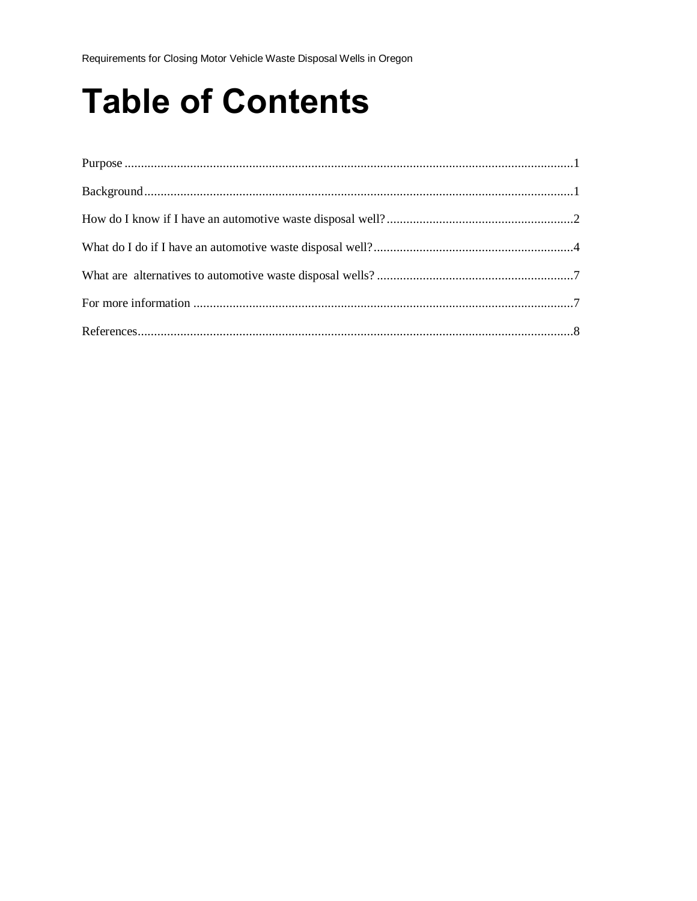# Table of Contents

Purpose ......................................................................................................................................1

Background.................................................................................................................................1

How do I know if I have an automotive waste disposal well?.........................................................2

What do I do if I have an automotive waste disposal well?.............................................................4

What are  alternatives to automotive waste disposal wells? ............................................................7

For more information ....................................................................................................................7

References....................................................................................................................................8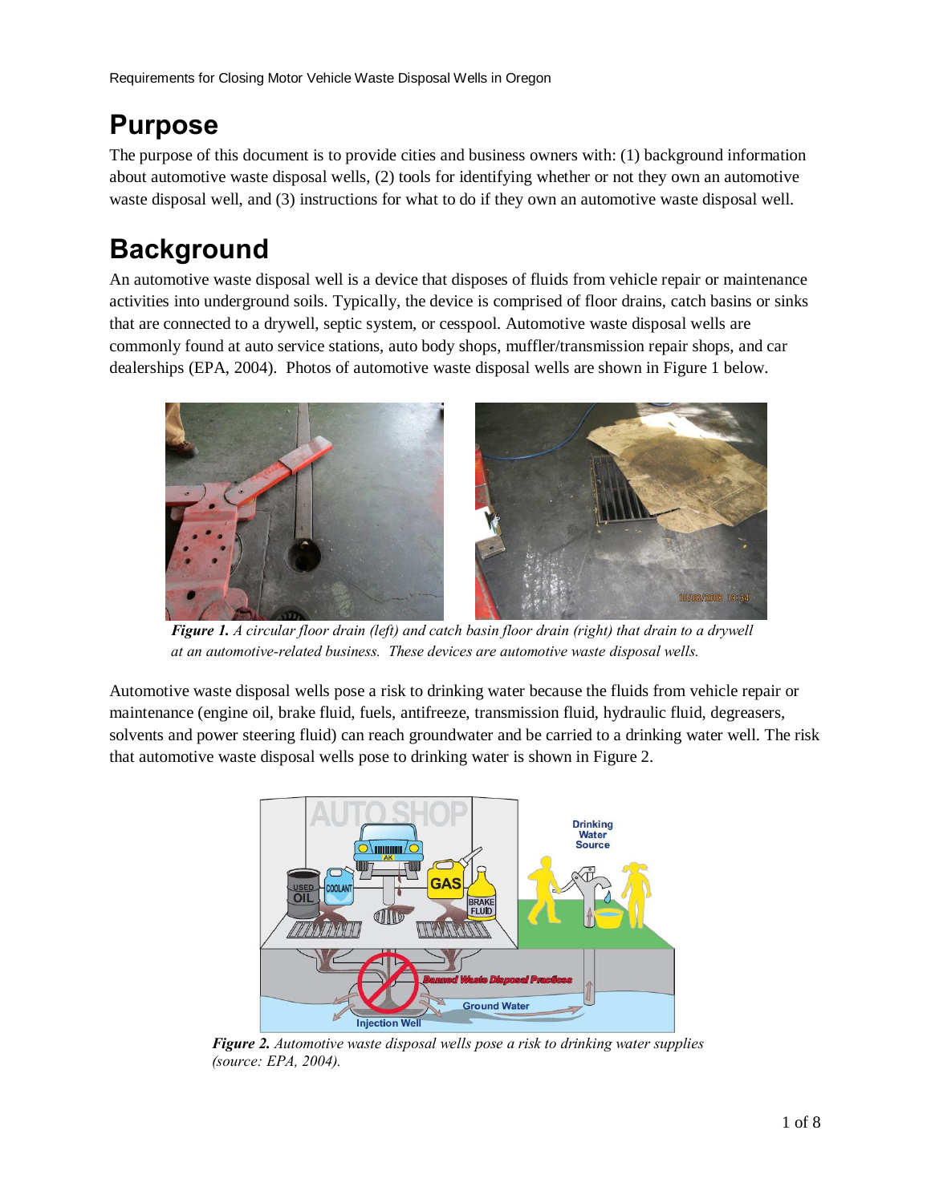# Purpose

The purpose of this document is to provide cities and business owners with: (1) background information about automotive waste disposal wells, (2) tools for identifying whether or not they own an automotive waste disposal well, and (3) instructions for what to do if they own an automotive waste disposal well.

# Background

An automotive waste disposal well is a device that disposes of fluids from vehicle repair or maintenance activities into underground soils. Typically, the device is comprised of floor drains, catch basins or sinks that are connected to a drywell, septic system, or cesspool. Automotive waste disposal wells are commonly found at auto service stations, auto body shops, muffler/transmission repair shops, and car dealerships (EPA, 2004). Photos of automotive waste disposal wells are shown in Figure 1 below.

***Figure 1.*** *A circular floor drain (left) and catch basin floor drain (right) that drain to a drywell at an automotive-related business. These devices are automotive waste disposal wells.*

Automotive waste disposal wells pose a risk to drinking water because the fluids from vehicle repair or maintenance (engine oil, brake fluid, fuels, antifreeze, transmission fluid, hydraulic fluid, degreasers, solvents and power steering fluid) can reach groundwater and be carried to a drinking water well. The risk that automotive waste disposal wells pose to drinking water is shown in Figure 2.

***Figure 2.*** *Automotive waste disposal wells pose a risk to drinking water supplies (source: EPA, 2004).*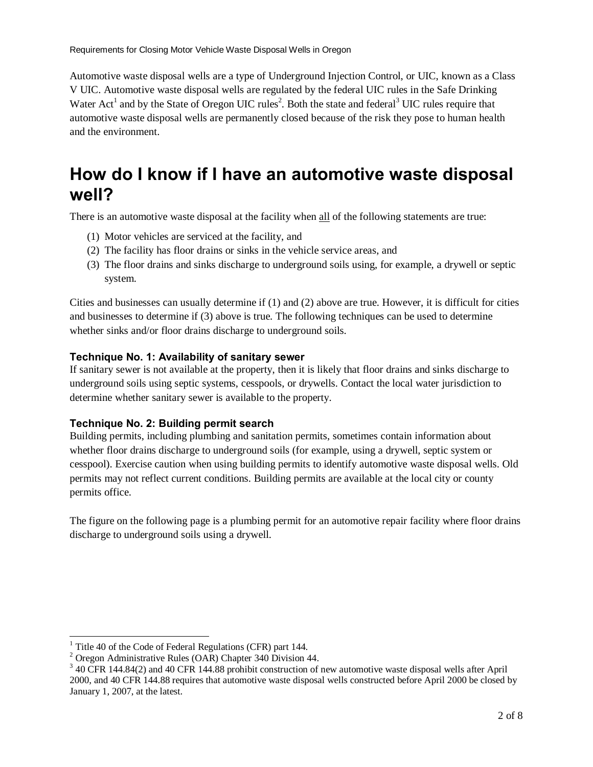Automotive waste disposal wells are a type of Underground Injection Control, or UIC, known as a Class V UIC. Automotive waste disposal wells are regulated by the federal UIC rules in the Safe Drinking Water Act[1] and by the State of Oregon UIC rules[2]. Both the state and federal[3] UIC rules require that automotive waste disposal wells are permanently closed because of the risk they pose to human health and the environment.

# How do I know if I have an automotive waste disposal well?

There is an automotive waste disposal at the facility when all of the following statements are true:

(1) Motor vehicles are serviced at the facility, and
(2) The facility has floor drains or sinks in the vehicle service areas, and
(3) The floor drains and sinks discharge to underground soils using, for example, a drywell or septic system.

Cities and businesses can usually determine if (1) and (2) above are true. However, it is difficult for cities and businesses to determine if (3) above is true. The following techniques can be used to determine whether sinks and/or floor drains discharge to underground soils.

### Technique No. 1: Availability of sanitary sewer

If sanitary sewer is not available at the property, then it is likely that floor drains and sinks discharge to underground soils using septic systems, cesspools, or drywells. Contact the local water jurisdiction to determine whether sanitary sewer is available to the property.

### Technique No. 2: Building permit search

Building permits, including plumbing and sanitation permits, sometimes contain information about whether floor drains discharge to underground soils (for example, using a drywell, septic system or cesspool). Exercise caution when using building permits to identify automotive waste disposal wells. Old permits may not reflect current conditions. Building permits are available at the local city or county permits office.

The figure on the following page is a plumbing permit for an automotive repair facility where floor drains discharge to underground soils using a drywell.

---

[1] Title 40 of the Code of Federal Regulations (CFR) part 144.

[2] Oregon Administrative Rules (OAR) Chapter 340 Division 44.

[3] 40 CFR 144.84(2) and 40 CFR 144.88 prohibit construction of new automotive waste disposal wells after April 2000, and 40 CFR 144.88 requires that automotive waste disposal wells constructed before April 2000 be closed by January 1, 2007, at the latest.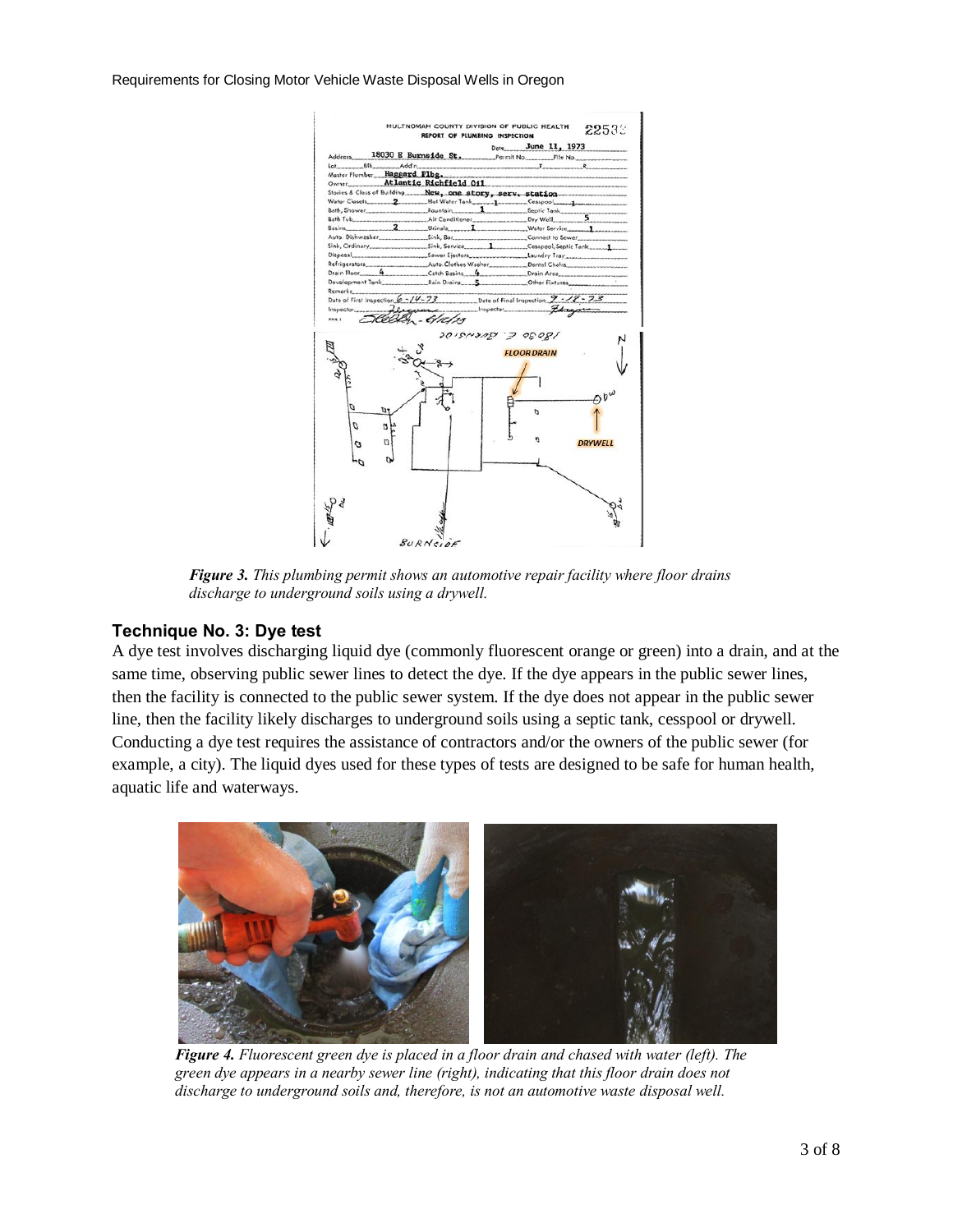*Figure 3.* *This plumbing permit shows an automotive repair facility where floor drains discharge to underground soils using a drywell.*

### Technique No. 3: Dye test

A dye test involves discharging liquid dye (commonly fluorescent orange or green) into a drain, and at the same time, observing public sewer lines to detect the dye. If the dye appears in the public sewer lines, then the facility is connected to the public sewer system. If the dye does not appear in the public sewer line, then the facility likely discharges to underground soils using a septic tank, cesspool or drywell. Conducting a dye test requires the assistance of contractors and/or the owners of the public sewer (for example, a city). The liquid dyes used for these types of tests are designed to be safe for human health, aquatic life and waterways.

*Figure 4.* *Fluorescent green dye is placed in a floor drain and chased with water (left). The green dye appears in a nearby sewer line (right), indicating that this floor drain does not discharge to underground soils and, therefore, is not an automotive waste disposal well.*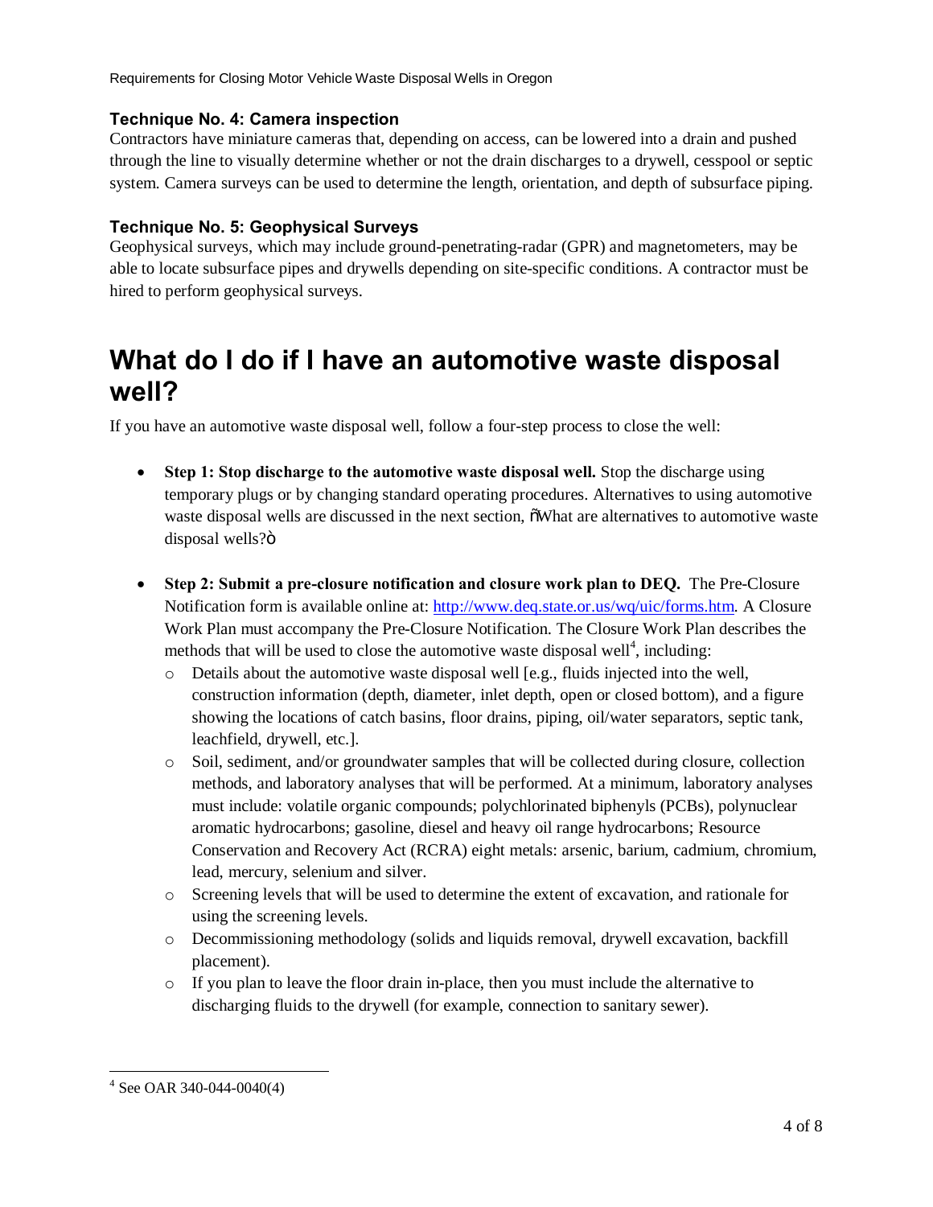### Technique No. 4: Camera inspection

Contractors have miniature cameras that, depending on access, can be lowered into a drain and pushed through the line to visually determine whether or not the drain discharges to a drywell, cesspool or septic system. Camera surveys can be used to determine the length, orientation, and depth of subsurface piping.

### Technique No. 5: Geophysical Surveys

Geophysical surveys, which may include ground-penetrating-radar (GPR) and magnetometers, may be able to locate subsurface pipes and drywells depending on site-specific conditions. A contractor must be hired to perform geophysical surveys.

# What do I do if I have an automotive waste disposal well?

If you have an automotive waste disposal well, follow a four-step process to close the well:

- **Step 1: Stop discharge to the automotive waste disposal well.** Stop the discharge using temporary plugs or by changing standard operating procedures. Alternatives to using automotive waste disposal wells are discussed in the next section, "What are alternatives to automotive waste disposal wells?"

- **Step 2: Submit a pre-closure notification and closure work plan to DEQ.** The Pre-Closure Notification form is available online at: [http://www.deq.state.or.us/wq/uic/forms.htm](http://www.deq.state.or.us/wq/uic/forms.htm). A Closure Work Plan must accompany the Pre-Closure Notification. The Closure Work Plan describes the methods that will be used to close the automotive waste disposal well[4], including:
  - Details about the automotive waste disposal well [e.g., fluids injected into the well, construction information (depth, diameter, inlet depth, open or closed bottom), and a figure showing the locations of catch basins, floor drains, piping, oil/water separators, septic tank, leachfield, drywell, etc.].
  - Soil, sediment, and/or groundwater samples that will be collected during closure, collection methods, and laboratory analyses that will be performed. At a minimum, laboratory analyses must include: volatile organic compounds; polychlorinated biphenyls (PCBs), polynuclear aromatic hydrocarbons; gasoline, diesel and heavy oil range hydrocarbons; Resource Conservation and Recovery Act (RCRA) eight metals: arsenic, barium, cadmium, chromium, lead, mercury, selenium and silver.
  - Screening levels that will be used to determine the extent of excavation, and rationale for using the screening levels.
  - Decommissioning methodology (solids and liquids removal, drywell excavation, backfill placement).
  - If you plan to leave the floor drain in-place, then you must include the alternative to discharging fluids to the drywell (for example, connection to sanitary sewer).

---

[4] See OAR 340-044-0040(4)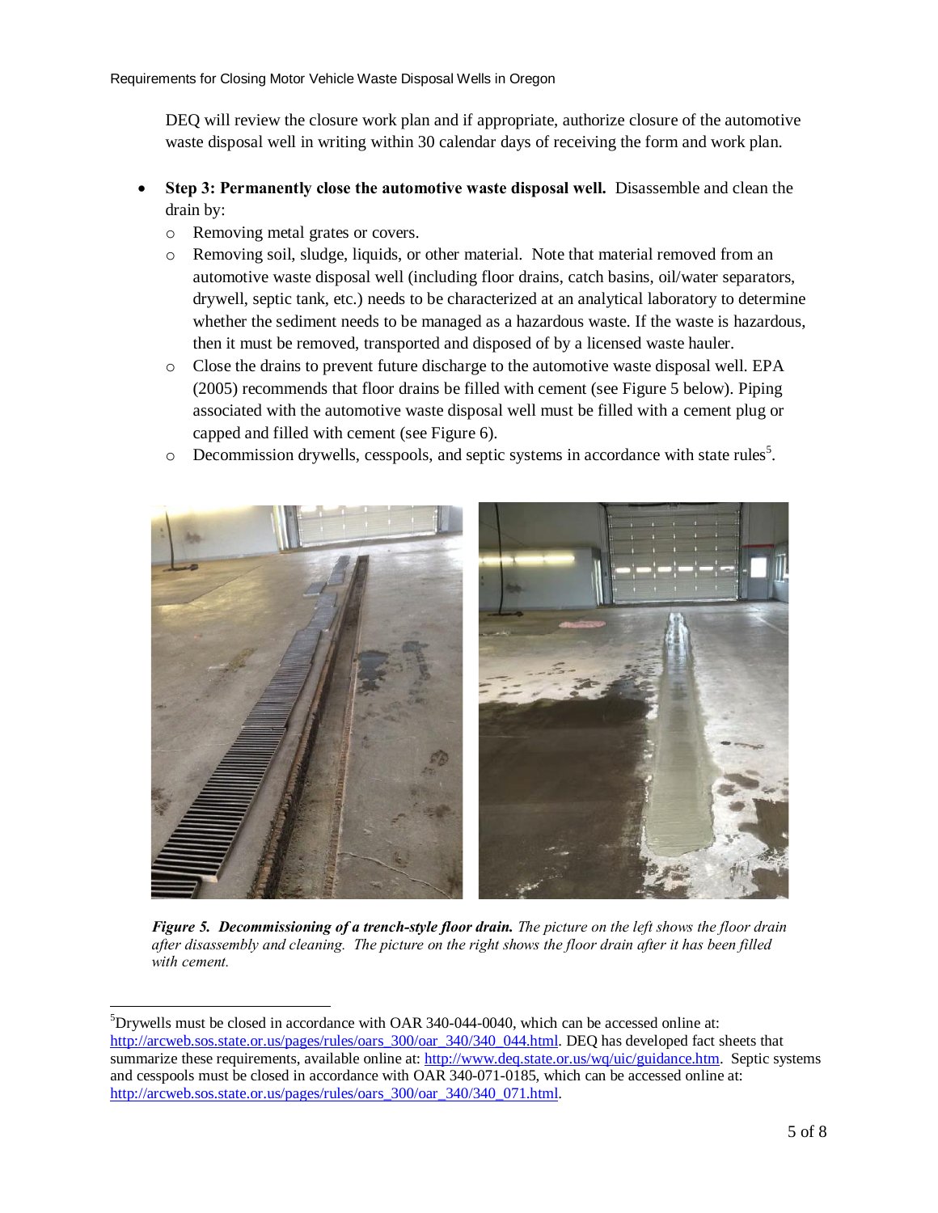DEQ will review the closure work plan and if appropriate, authorize closure of the automotive waste disposal well in writing within 30 calendar days of receiving the form and work plan.

- **Step 3: Permanently close the automotive waste disposal well.** Disassemble and clean the drain by:
  - Removing metal grates or covers.
  - Removing soil, sludge, liquids, or other material. Note that material removed from an automotive waste disposal well (including floor drains, catch basins, oil/water separators, drywell, septic tank, etc.) needs to be characterized at an analytical laboratory to determine whether the sediment needs to be managed as a hazardous waste. If the waste is hazardous, then it must be removed, transported and disposed of by a licensed waste hauler.
  - Close the drains to prevent future discharge to the automotive waste disposal well. EPA (2005) recommends that floor drains be filled with cement (see Figure 5 below). Piping associated with the automotive waste disposal well must be filled with a cement plug or capped and filled with cement (see Figure 6).
  - Decommission drywells, cesspools, and septic systems in accordance with state rules[5].

***Figure 5. Decommissioning of a trench-style floor drain.*** *The picture on the left shows the floor drain after disassembly and cleaning. The picture on the right shows the floor drain after it has been filled with cement.*

[5] Drywells must be closed in accordance with OAR 340-044-0040, which can be accessed online at: http://arcweb.sos.state.or.us/pages/rules/oars_300/oar_340/340_044.html. DEQ has developed fact sheets that summarize these requirements, available online at: http://www.deq.state.or.us/wq/uic/guidance.htm. Septic systems and cesspools must be closed in accordance with OAR 340-071-0185, which can be accessed online at: http://arcweb.sos.state.or.us/pages/rules/oars_300/oar_340/340_071.html.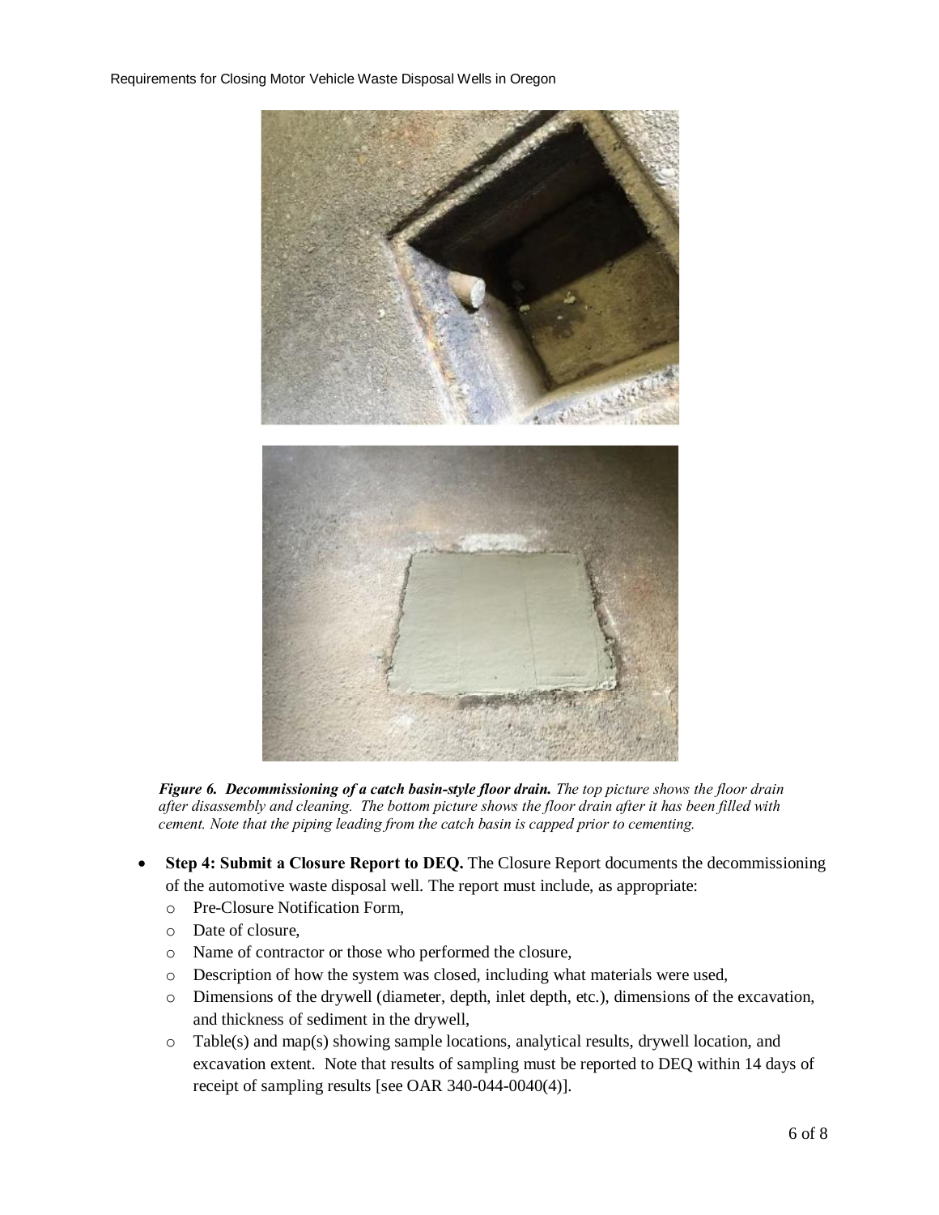***Figure 6. Decommissioning of a catch basin-style floor drain.*** *The top picture shows the floor drain after disassembly and cleaning. The bottom picture shows the floor drain after it has been filled with cement. Note that the piping leading from the catch basin is capped prior to cementing.*

- **Step 4: Submit a Closure Report to DEQ.** The Closure Report documents the decommissioning of the automotive waste disposal well. The report must include, as appropriate:
  - Pre-Closure Notification Form,
  - Date of closure,
  - Name of contractor or those who performed the closure,
  - Description of how the system was closed, including what materials were used,
  - Dimensions of the drywell (diameter, depth, inlet depth, etc.), dimensions of the excavation, and thickness of sediment in the drywell,
  - Table(s) and map(s) showing sample locations, analytical results, drywell location, and excavation extent. Note that results of sampling must be reported to DEQ within 14 days of receipt of sampling results [see OAR 340-044-0040(4)].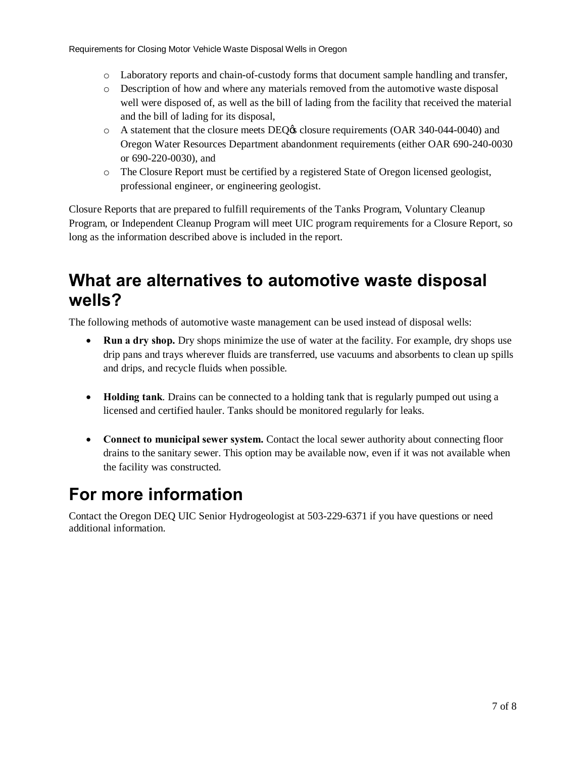- Laboratory reports and chain-of-custody forms that document sample handling and transfer,
- Description of how and where any materials removed from the automotive waste disposal well were disposed of, as well as the bill of lading from the facility that received the material and the bill of lading for its disposal,
- A statement that the closure meets DEQ's closure requirements (OAR 340-044-0040) and Oregon Water Resources Department abandonment requirements (either OAR 690-240-0030 or 690-220-0030), and
- The Closure Report must be certified by a registered State of Oregon licensed geologist, professional engineer, or engineering geologist.

Closure Reports that are prepared to fulfill requirements of the Tanks Program, Voluntary Cleanup Program, or Independent Cleanup Program will meet UIC program requirements for a Closure Report, so long as the information described above is included in the report.

# What are alternatives to automotive waste disposal wells?

The following methods of automotive waste management can be used instead of disposal wells:

- **Run a dry shop.** Dry shops minimize the use of water at the facility. For example, dry shops use drip pans and trays wherever fluids are transferred, use vacuums and absorbents to clean up spills and drips, and recycle fluids when possible.

- **Holding tank**. Drains can be connected to a holding tank that is regularly pumped out using a licensed and certified hauler. Tanks should be monitored regularly for leaks.

- **Connect to municipal sewer system.** Contact the local sewer authority about connecting floor drains to the sanitary sewer. This option may be available now, even if it was not available when the facility was constructed.

# For more information

Contact the Oregon DEQ UIC Senior Hydrogeologist at 503-229-6371 if you have questions or need additional information.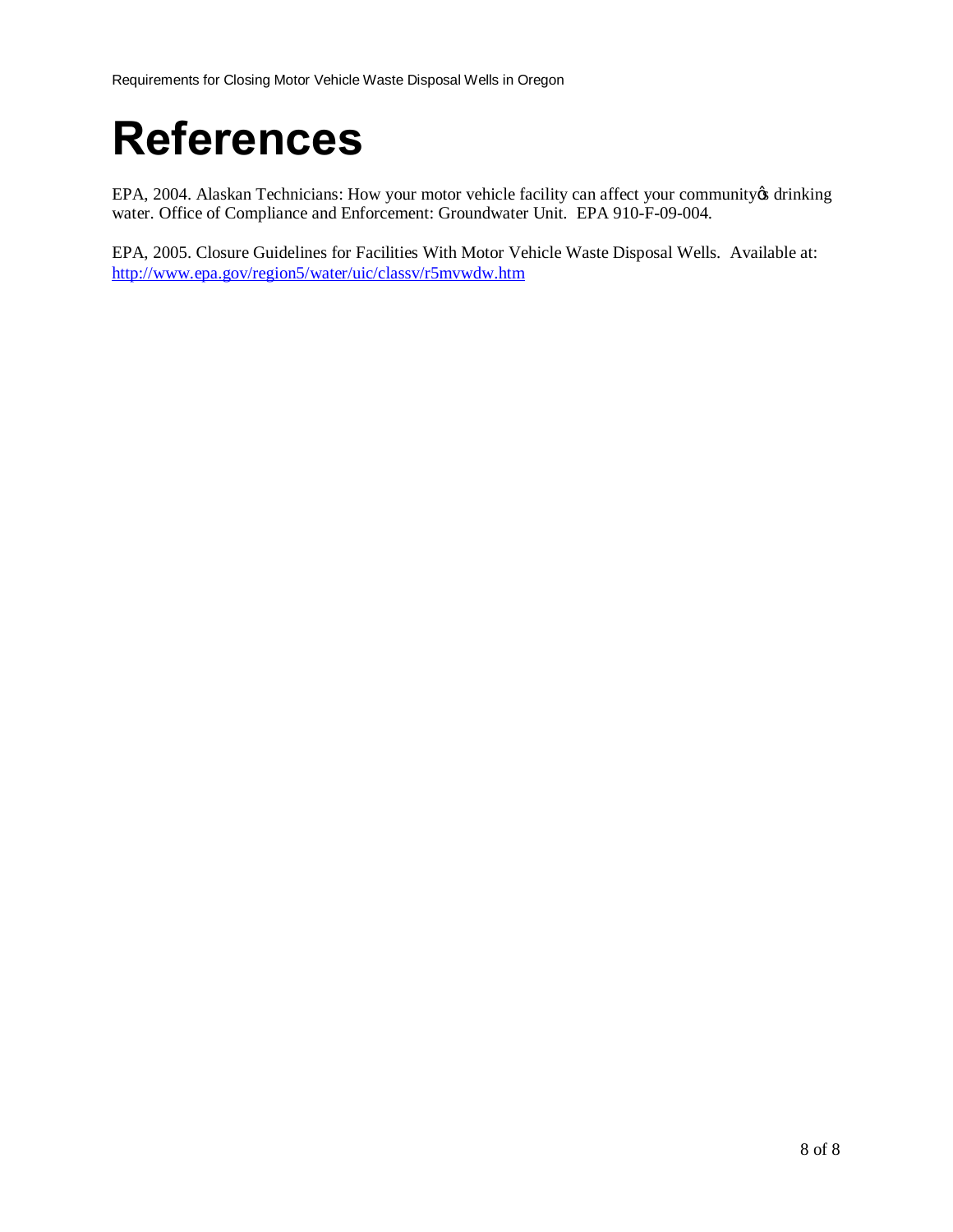# References

EPA, 2004. Alaskan Technicians: How your motor vehicle facility can affect your communityȇs drinking water. Office of Compliance and Enforcement: Groundwater Unit. EPA 910-F-09-004.

EPA, 2005. Closure Guidelines for Facilities With Motor Vehicle Waste Disposal Wells. Available at: http://www.epa.gov/region5/water/uic/classv/r5mvwdw.htm